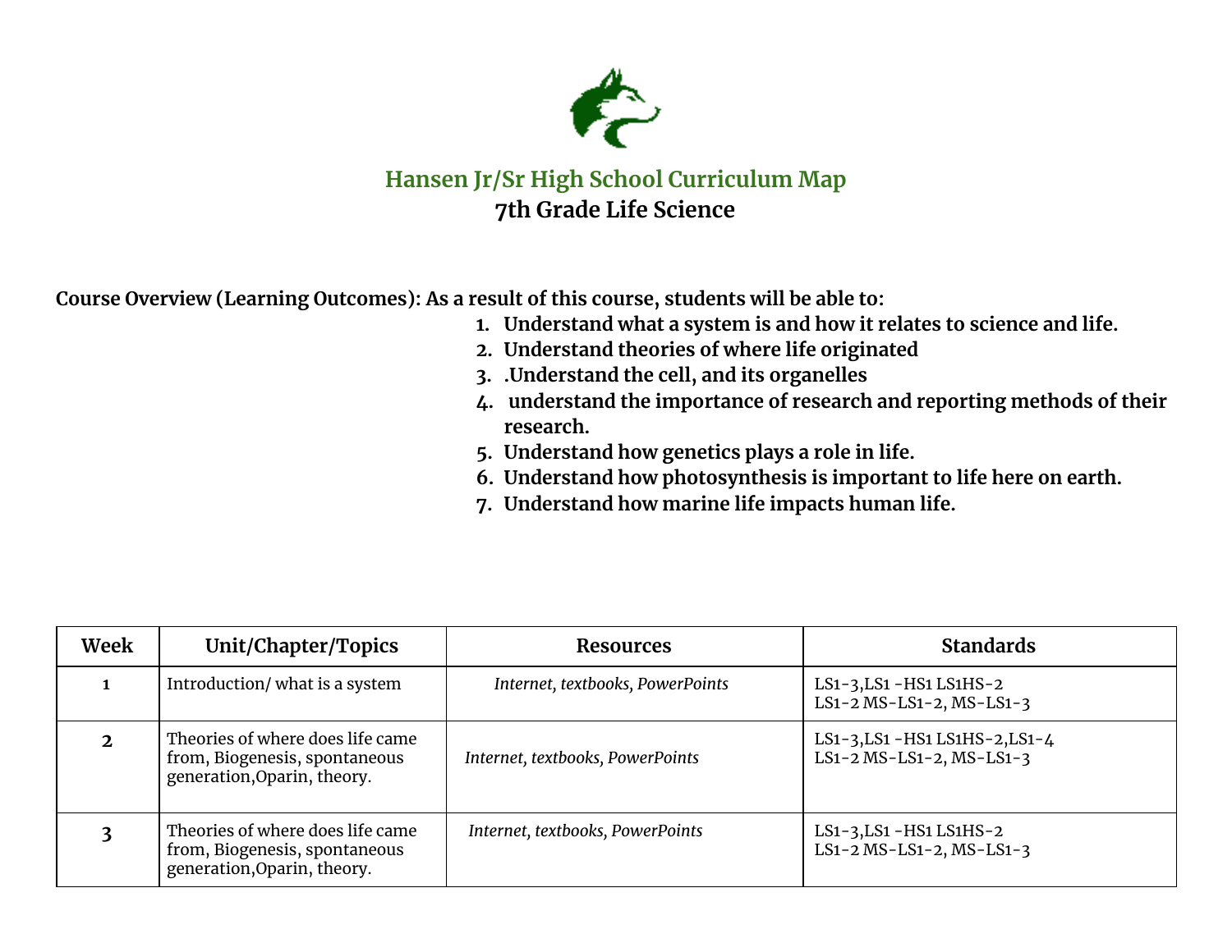# Hansen Jr/Sr High School Curriculum Map

## 7th Grade Life Science

**Course Overview (Learning Outcomes): As a result of this course, students will be able to:**

1. **Understand what a system is and how it relates to science and life.**
2. **Understand theories of where life originated**
3. **.Understand the cell, and its organelles**
4. **understand the importance of research and reporting methods of their research.**
5. **Understand how genetics plays a role in life.**
6. **Understand how photosynthesis is important to life here on earth.**
7. **Understand how marine life impacts human life.**

| Week | Unit/Chapter/Topics | Resources | Standards |
|---|---|---|---|
| 1 | Introduction/ what is a system | *Internet, textbooks, PowerPoints* | LS1-3,LS1 -HS1 LS1HS-2<br>LS1-2 MS-LS1-2, MS-LS1-3 |
| 2 | Theories of where does life came from, Biogenesis, spontaneous generation,Oparin, theory. | *Internet, textbooks, PowerPoints* | LS1-3,LS1 -HS1 LS1HS-2,LS1-4<br>LS1-2 MS-LS1-2, MS-LS1-3 |
| 3 | Theories of where does life came from, Biogenesis, spontaneous generation,Oparin, theory. | *Internet, textbooks, PowerPoints* | LS1-3,LS1 -HS1 LS1HS-2<br>LS1-2 MS-LS1-2, MS-LS1-3 |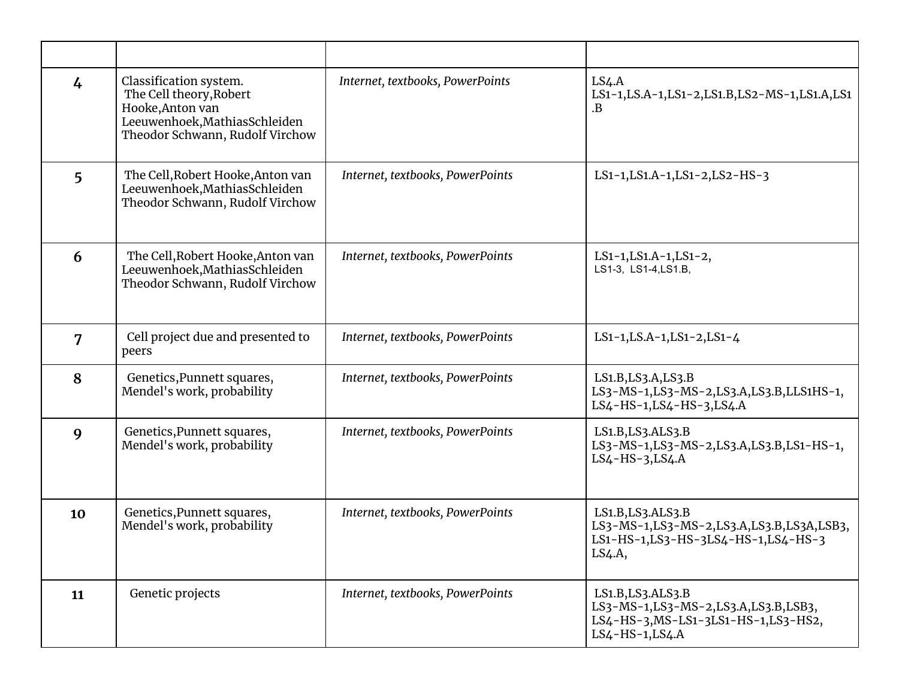| | | | |
|---|---|---|---|
| **4** | Classification system. The Cell theory,Robert Hooke,Anton van Leeuwenhoek,MathiasSchleiden Theodor Schwann, Rudolf Virchow | *Internet, textbooks, PowerPoints* | LS4.A LS1-1,LS.A-1,LS1-2,LS1.B,LS2-MS-1,LS1.A,LS1.B |
| **5** | The Cell,Robert Hooke,Anton van Leeuwenhoek,MathiasSchleiden Theodor Schwann, Rudolf Virchow | *Internet, textbooks, PowerPoints* | LS1-1,LS1.A-1,LS1-2,LS2-HS-3 |
| **6** | The Cell,Robert Hooke,Anton van Leeuwenhoek,MathiasSchleiden Theodor Schwann, Rudolf Virchow | *Internet, textbooks, PowerPoints* | LS1-1,LS1.A-1,LS1-2, LS1-3, LS1-4,LS1.B, |
| **7** | Cell project due and presented to peers | *Internet, textbooks, PowerPoints* | LS1-1,LS.A-1,LS1-2,LS1-4 |
| **8** | Genetics,Punnett squares, Mendel's work, probability | *Internet, textbooks, PowerPoints* | LS1.B,LS3.A,LS3.B LS3-MS-1,LS3-MS-2,LS3.A,LS3.B,LLS1HS-1, LS4-HS-1,LS4-HS-3,LS4.A |
| **9** | Genetics,Punnett squares, Mendel's work, probability | *Internet, textbooks, PowerPoints* | LS1.B,LS3.ALS3.B LS3-MS-1,LS3-MS-2,LS3.A,LS3.B,LS1-HS-1, LS4-HS-3,LS4.A |
| **10** | Genetics,Punnett squares, Mendel's work, probability | *Internet, textbooks, PowerPoints* | LS1.B,LS3.ALS3.B LS3-MS-1,LS3-MS-2,LS3.A,LS3.B,LS3A,LSB3, LS1-HS-1,LS3-HS-3LS4-HS-1,LS4-HS-3 LS4.A, |
| **11** | Genetic projects | *Internet, textbooks, PowerPoints* | LS1.B,LS3.ALS3.B LS3-MS-1,LS3-MS-2,LS3.A,LS3.B,LSB3, LS4-HS-3,MS-LS1-3LS1-HS-1,LS3-HS2, LS4-HS-1,LS4.A |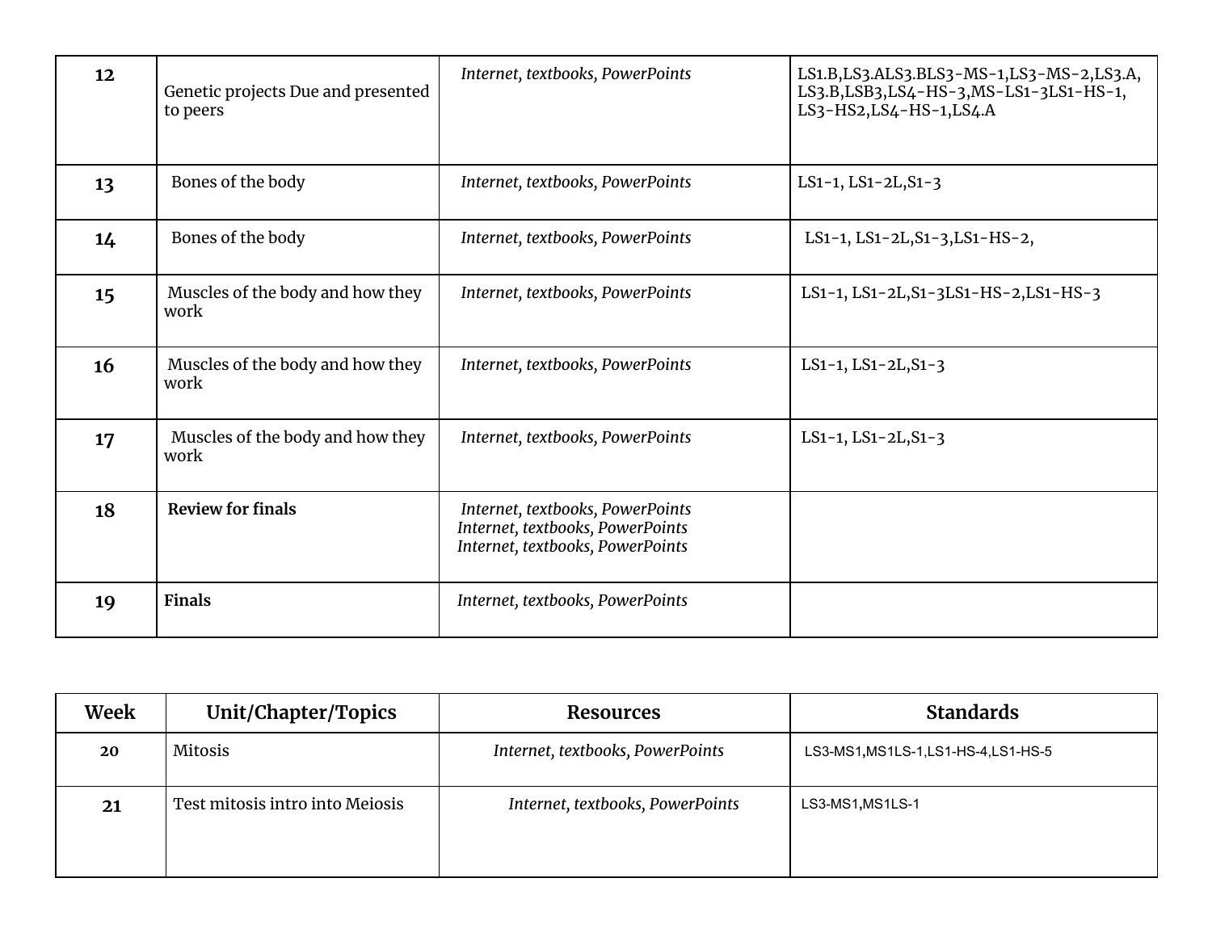| | | | |
|---|---|---|---|
| **12** | Genetic projects Due and presented to peers | *Internet, textbooks, PowerPoints* | LS1.B,LS3.ALS3.BLS3-MS-1,LS3-MS-2,LS3.A, LS3.B,LSB3,LS4-HS-3,MS-LS1-3LS1-HS-1, LS3-HS2,LS4-HS-1,LS4.A |
| **13** | Bones of the body | *Internet, textbooks, PowerPoints* | LS1-1, LS1-2L,S1-3 |
| **14** | Bones of the body | *Internet, textbooks, PowerPoints* | LS1-1, LS1-2L,S1-3,LS1-HS-2, |
| **15** | Muscles of the body and how they work | *Internet, textbooks, PowerPoints* | LS1-1, LS1-2L,S1-3LS1-HS-2,LS1-HS-3 |
| **16** | Muscles of the body and how they work | *Internet, textbooks, PowerPoints* | LS1-1, LS1-2L,S1-3 |
| **17** | Muscles of the body and how they work | *Internet, textbooks, PowerPoints* | LS1-1, LS1-2L,S1-3 |
| **18** | **Review for finals** | *Internet, textbooks, PowerPoints* *Internet, textbooks, PowerPoints* *Internet, textbooks, PowerPoints* | |
| **19** | **Finals** | *Internet, textbooks, PowerPoints* | |

| Week | Unit/Chapter/Topics | Resources | Standards |
|---|---|---|---|
| **20** | Mitosis | *Internet, textbooks, PowerPoints* | LS3-MS1,MS1LS-1,LS1-HS-4,LS1-HS-5 |
| **21** | Test mitosis intro into Meiosis | *Internet, textbooks, PowerPoints* | LS3-MS1,MS1LS-1 |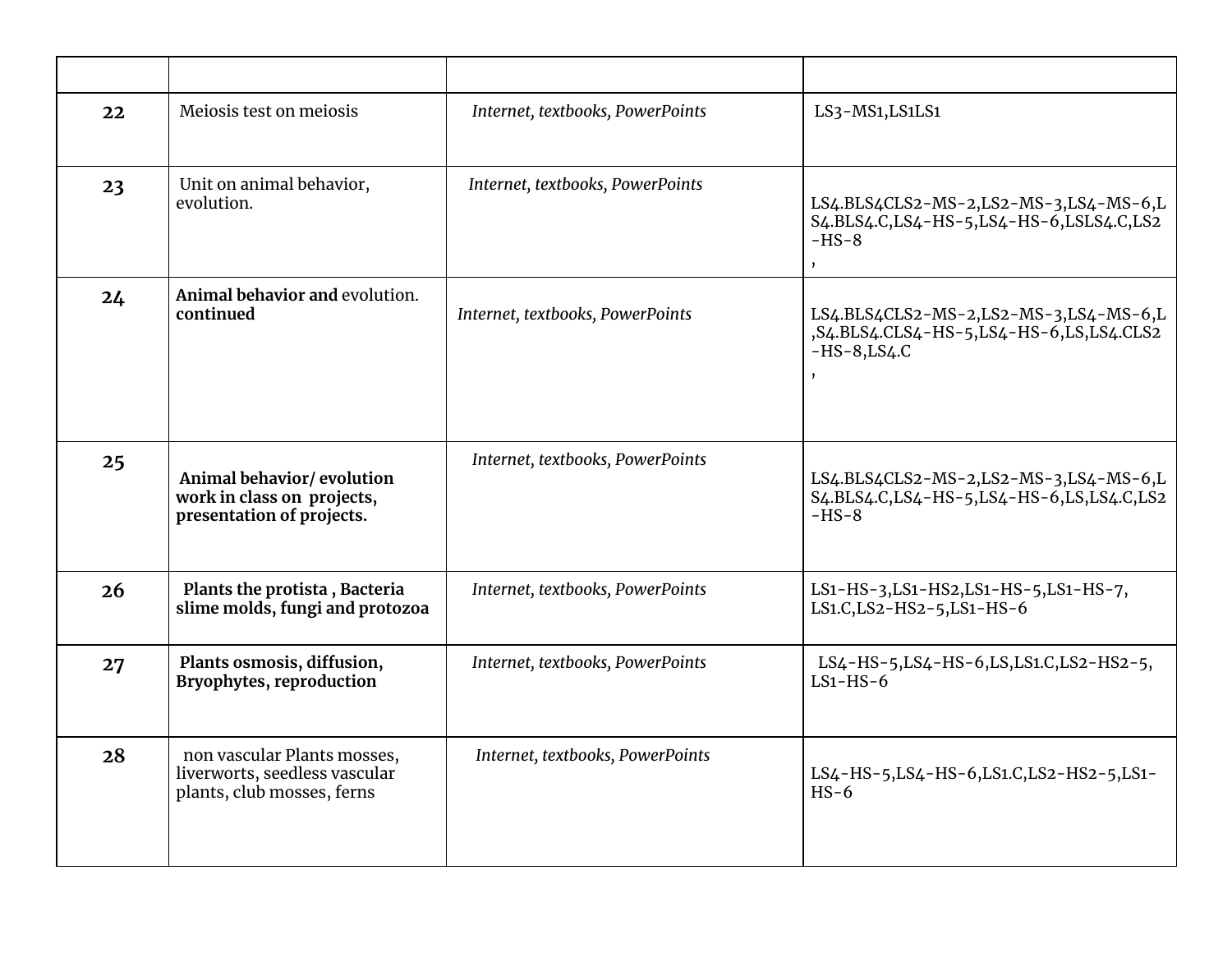| | | | |
|---|---|---|---|
| **22** | Meiosis test on meiosis | *Internet, textbooks, PowerPoints* | LS3-MS1,LS1LS1 |
| **23** | Unit on animal behavior, evolution. | *Internet, textbooks, PowerPoints* | LS4.BLS4CLS2-MS-2,LS2-MS-3,LS4-MS-6,LS4.BLS4.C,LS4-HS-5,LS4-HS-6,LSLS4.C,LS2-HS-8 , |
| **24** | **Animal behavior and** evolution. **continued** | *Internet, textbooks, PowerPoints* | LS4.BLS4CLS2-MS-2,LS2-MS-3,LS4-MS-6,L,S4.BLS4.CLS4-HS-5,LS4-HS-6,LS,LS4.CLS2-HS-8,LS4.C , |
| **25** | **Animal behavior/ evolution work in class on projects, presentation of projects.** | *Internet, textbooks, PowerPoints* | LS4.BLS4CLS2-MS-2,LS2-MS-3,LS4-MS-6,LS4.BLS4.C,LS4-HS-5,LS4-HS-6,LS,LS4.C,LS2-HS-8 |
| **26** | **Plants the protista , Bacteria slime molds, fungi and protozoa** | *Internet, textbooks, PowerPoints* | LS1-HS-3,LS1-HS2,LS1-HS-5,LS1-HS-7, LS1.C,LS2-HS2-5,LS1-HS-6 |
| **27** | **Plants osmosis, diffusion, Bryophytes, reproduction** | *Internet, textbooks, PowerPoints* | LS4-HS-5,LS4-HS-6,LS,LS1.C,LS2-HS2-5, LS1-HS-6 |
| **28** | non vascular Plants mosses, liverworts, seedless vascular plants, club mosses, ferns | *Internet, textbooks, PowerPoints* | LS4-HS-5,LS4-HS-6,LS1.C,LS2-HS2-5,LS1-HS-6 |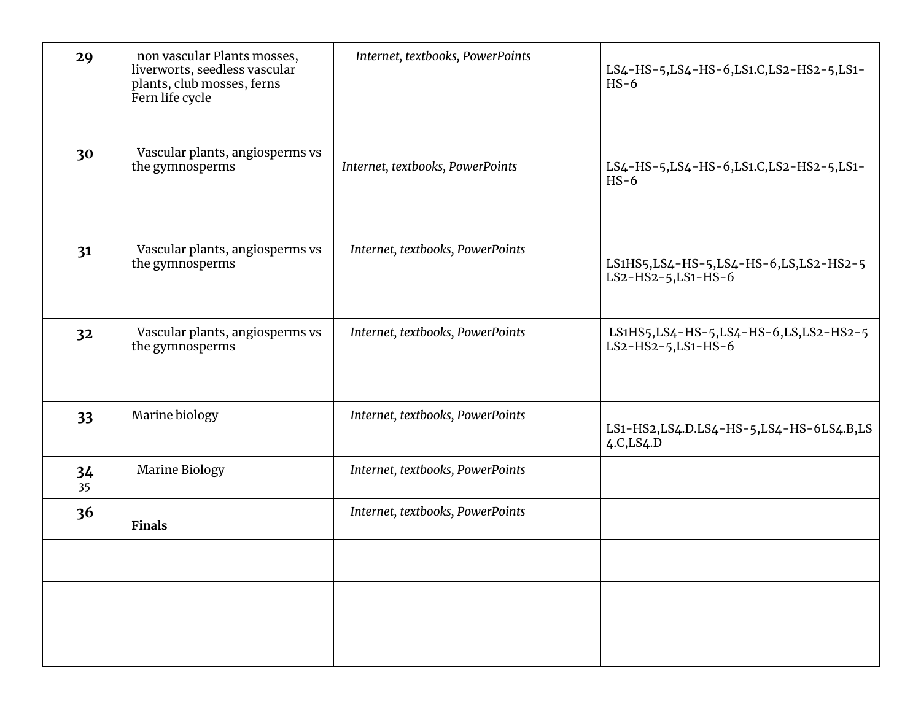| | | | |
|---|---|---|---|
| **29** | non vascular Plants mosses, liverworts, seedless vascular plants, club mosses, ferns<br>Fern life cycle | *Internet, textbooks, PowerPoints* | LS4-HS-5,LS4-HS-6,LS1.C,LS2-HS2-5,LS1-HS-6 |
| **30** | Vascular plants, angiosperms vs the gymnosperms | *Internet, textbooks, PowerPoints* | LS4-HS-5,LS4-HS-6,LS1.C,LS2-HS2-5,LS1-HS-6 |
| **31** | Vascular plants, angiosperms vs the gymnosperms | *Internet, textbooks, PowerPoints* | LS1HS5,LS4-HS-5,LS4-HS-6,LS,LS2-HS2-5 LS2-HS2-5,LS1-HS-6 |
| **32** | Vascular plants, angiosperms vs the gymnosperms | *Internet, textbooks, PowerPoints* | LS1HS5,LS4-HS-5,LS4-HS-6,LS,LS2-HS2-5 LS2-HS2-5,LS1-HS-6 |
| **33** | Marine biology | *Internet, textbooks, PowerPoints* | LS1-HS2,LS4.D.LS4-HS-5,LS4-HS-6LS4.B,LS4.C,LS4.D |
| **34**<br>35 | Marine Biology | *Internet, textbooks, PowerPoints* | |
| **36** | **Finals** | *Internet, textbooks, PowerPoints* | |
| | | | |
| | | | |
| | | | |